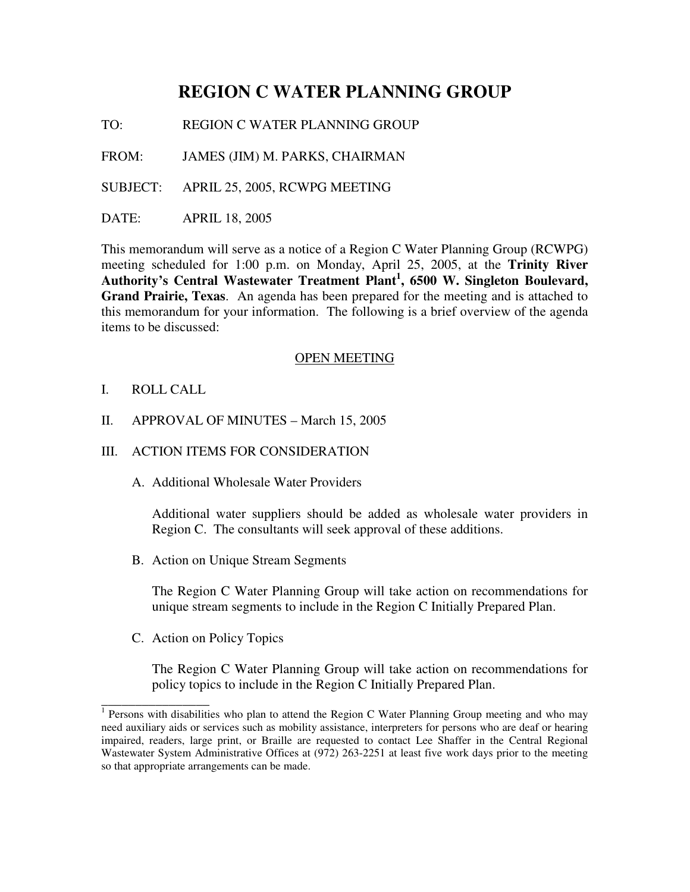# REGION C WATER PLANNING GROUP

TO: REGION C WATER PLANNING GROUP

FROM: JAMES (JIM) M. PARKS, CHAIRMAN

SUBJECT: APRIL 25, 2005, RCWPG MEETING

DATE: APRIL 18, 2005

This memorandum will serve as a notice of a Region C Water Planning Group (RCWPG) meeting scheduled for 1:00 p.m. on Monday, April 25, 2005, at the **Trinity River Authority's Central Wastewater Treatment Plant[1], 6500 W. Singleton Boulevard, Grand Prairie, Texas**. An agenda has been prepared for the meeting and is attached to this memorandum for your information. The following is a brief overview of the agenda items to be discussed:

<u>OPEN MEETING</u>

I. ROLL CALL

II. APPROVAL OF MINUTES – March 15, 2005

III. ACTION ITEMS FOR CONSIDERATION

A. Additional Wholesale Water Providers

Additional water suppliers should be added as wholesale water providers in Region C. The consultants will seek approval of these additions.

B. Action on Unique Stream Segments

The Region C Water Planning Group will take action on recommendations for unique stream segments to include in the Region C Initially Prepared Plan.

C. Action on Policy Topics

The Region C Water Planning Group will take action on recommendations for policy topics to include in the Region C Initially Prepared Plan.

---

[1] Persons with disabilities who plan to attend the Region C Water Planning Group meeting and who may need auxiliary aids or services such as mobility assistance, interpreters for persons who are deaf or hearing impaired, readers, large print, or Braille are requested to contact Lee Shaffer in the Central Regional Wastewater System Administrative Offices at (972) 263-2251 at least five work days prior to the meeting so that appropriate arrangements can be made.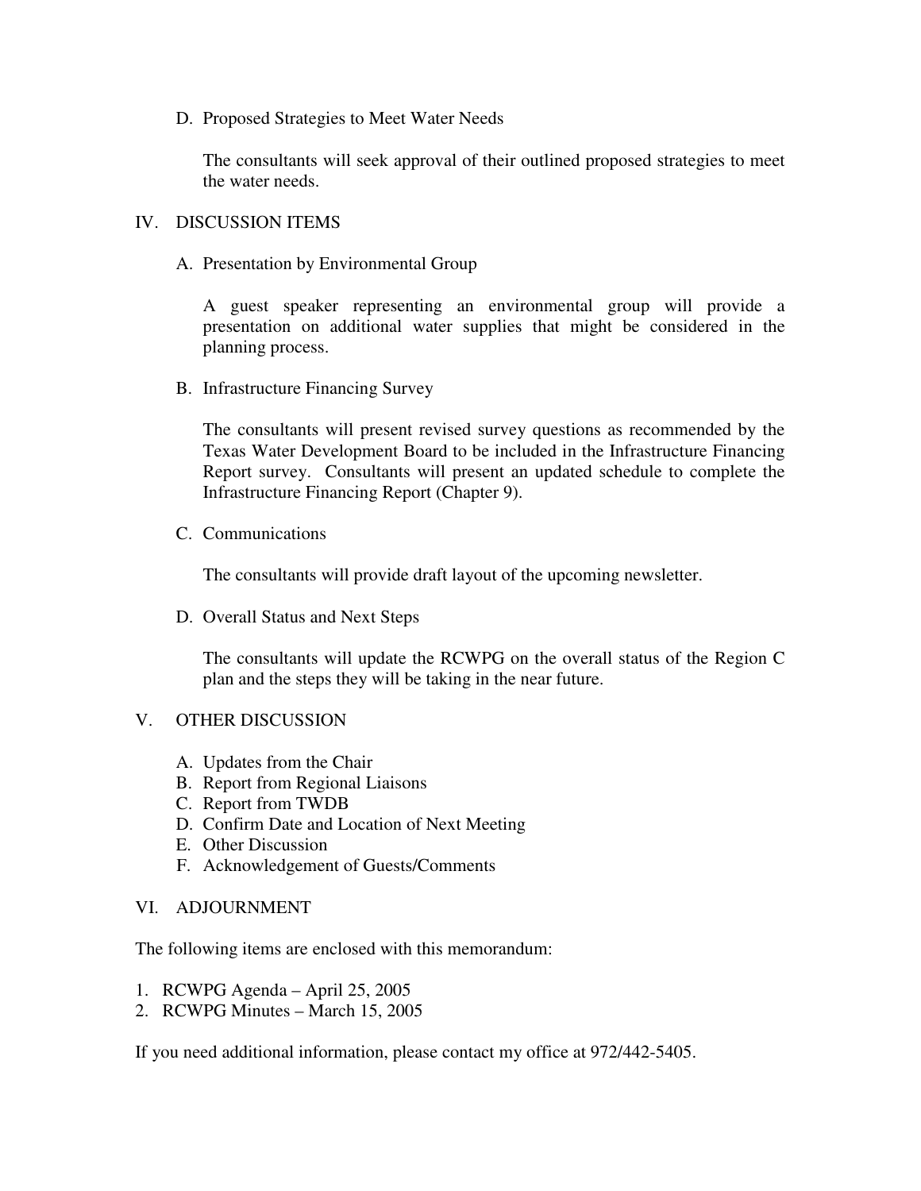D. Proposed Strategies to Meet Water Needs

The consultants will seek approval of their outlined proposed strategies to meet the water needs.

IV. DISCUSSION ITEMS

A. Presentation by Environmental Group

A guest speaker representing an environmental group will provide a presentation on additional water supplies that might be considered in the planning process.

B. Infrastructure Financing Survey

The consultants will present revised survey questions as recommended by the Texas Water Development Board to be included in the Infrastructure Financing Report survey. Consultants will present an updated schedule to complete the Infrastructure Financing Report (Chapter 9).

C. Communications

The consultants will provide draft layout of the upcoming newsletter.

D. Overall Status and Next Steps

The consultants will update the RCWPG on the overall status of the Region C plan and the steps they will be taking in the near future.

V. OTHER DISCUSSION

A. Updates from the Chair
B. Report from Regional Liaisons
C. Report from TWDB
D. Confirm Date and Location of Next Meeting
E. Other Discussion
F. Acknowledgement of Guests/Comments

VI. ADJOURNMENT

The following items are enclosed with this memorandum:

1. RCWPG Agenda – April 25, 2005
2. RCWPG Minutes – March 15, 2005

If you need additional information, please contact my office at 972/442-5405.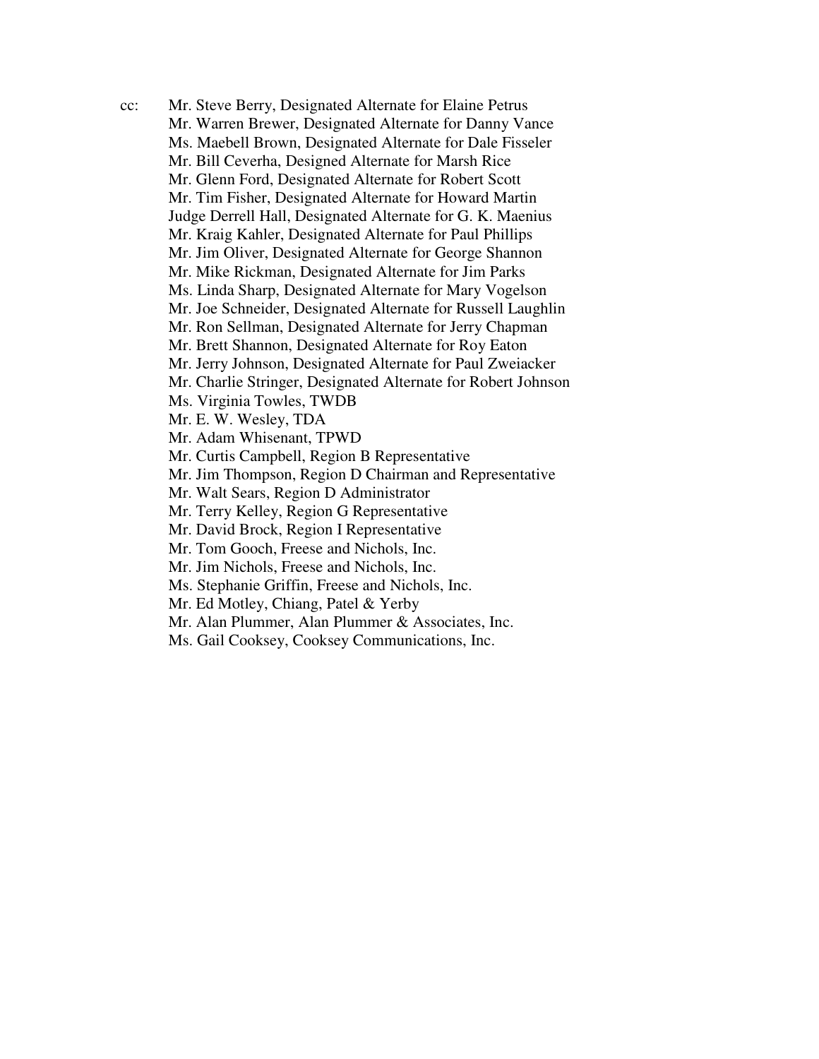cc: Mr. Steve Berry, Designated Alternate for Elaine Petrus
Mr. Warren Brewer, Designated Alternate for Danny Vance
Ms. Maebell Brown, Designated Alternate for Dale Fisseler
Mr. Bill Ceverha, Designed Alternate for Marsh Rice
Mr. Glenn Ford, Designated Alternate for Robert Scott
Mr. Tim Fisher, Designated Alternate for Howard Martin
Judge Derrell Hall, Designated Alternate for G. K. Maenius
Mr. Kraig Kahler, Designated Alternate for Paul Phillips
Mr. Jim Oliver, Designated Alternate for George Shannon
Mr. Mike Rickman, Designated Alternate for Jim Parks
Ms. Linda Sharp, Designated Alternate for Mary Vogelson
Mr. Joe Schneider, Designated Alternate for Russell Laughlin
Mr. Ron Sellman, Designated Alternate for Jerry Chapman
Mr. Brett Shannon, Designated Alternate for Roy Eaton
Mr. Jerry Johnson, Designated Alternate for Paul Zweiacker
Mr. Charlie Stringer, Designated Alternate for Robert Johnson
Ms. Virginia Towles, TWDB
Mr. E. W. Wesley, TDA
Mr. Adam Whisenant, TPWD
Mr. Curtis Campbell, Region B Representative
Mr. Jim Thompson, Region D Chairman and Representative
Mr. Walt Sears, Region D Administrator
Mr. Terry Kelley, Region G Representative
Mr. David Brock, Region I Representative
Mr. Tom Gooch, Freese and Nichols, Inc.
Mr. Jim Nichols, Freese and Nichols, Inc.
Ms. Stephanie Griffin, Freese and Nichols, Inc.
Mr. Ed Motley, Chiang, Patel & Yerby
Mr. Alan Plummer, Alan Plummer & Associates, Inc.
Ms. Gail Cooksey, Cooksey Communications, Inc.